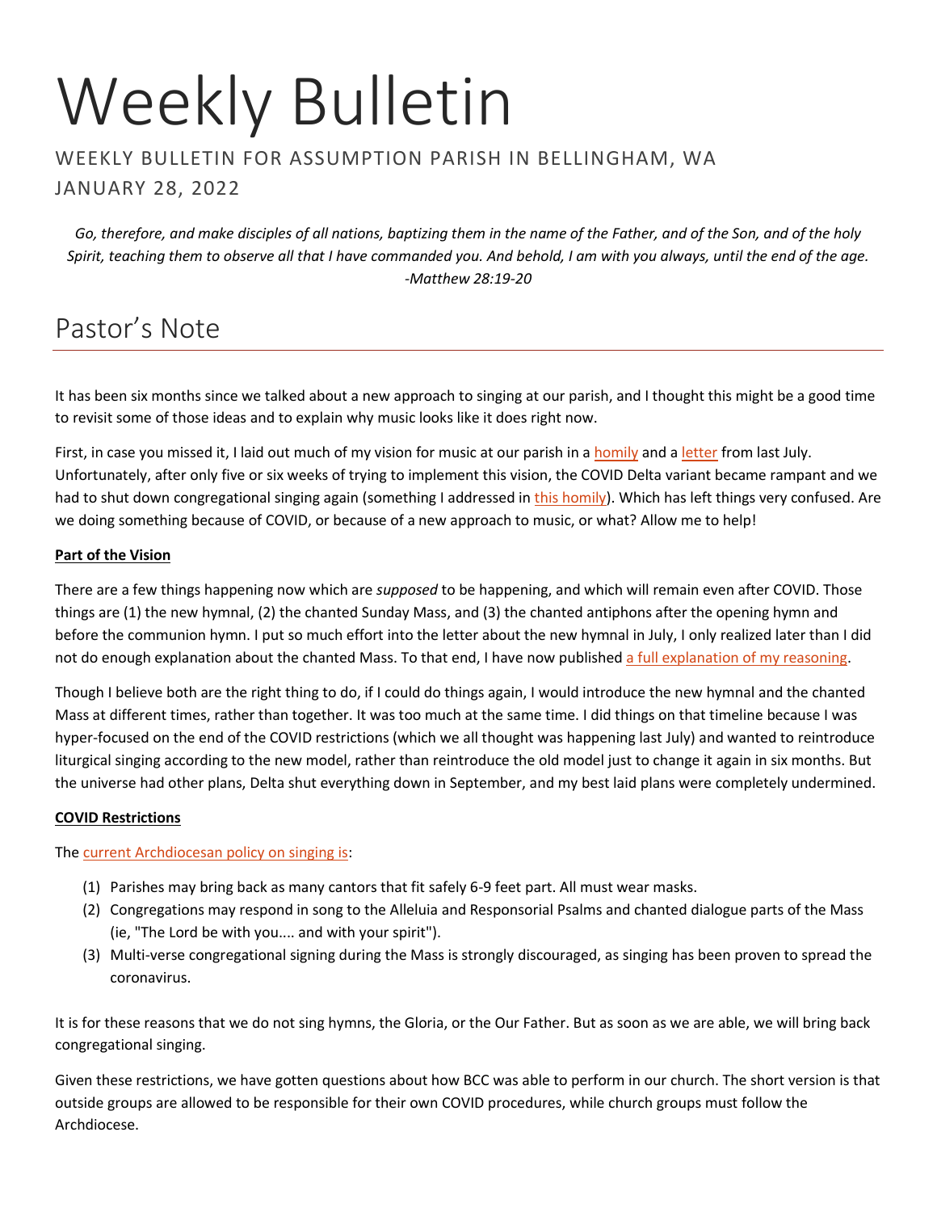# Weekly Bulletin

WEEKLY BULLETIN FOR ASSUMPTION PARISH IN BELLINGHAM, WA

JANUARY 28, 2022

*Go, therefore, and make disciples of all nations, baptizing them in the name of the Father, and of the Son, and of the holy Spirit, teaching them to observe all that I have commanded you. And behold, I am with you always, until the end of the age. -Matthew 28:19-20*

## Pastor's Note

It has been six months since we talked about a new approach to singing at our parish, and I thought this might be a good time to revisit some of those ideas and to explain why music looks like it does right now.

First, in case you missed it, I laid out much of my vision for music at our parish in a homily and a letter from last July. Unfortunately, after only five or six weeks of trying to implement this vision, the COVID Delta variant became rampant and we had to shut down congregational singing again (something I addressed in this homily). Which has left things very confused. Are we doing something because of COVID, or because of a new approach to music, or what? Allow me to help!

**Part of the Vision**

There are a few things happening now which are *supposed* to be happening, and which will remain even after COVID. Those things are (1) the new hymnal, (2) the chanted Sunday Mass, and (3) the chanted antiphons after the opening hymn and before the communion hymn. I put so much effort into the letter about the new hymnal in July, I only realized later than I did not do enough explanation about the chanted Mass. To that end, I have now published a full explanation of my reasoning.

Though I believe both are the right thing to do, if I could do things again, I would introduce the new hymnal and the chanted Mass at different times, rather than together. It was too much at the same time. I did things on that timeline because I was hyper-focused on the end of the COVID restrictions (which we all thought was happening last July) and wanted to reintroduce liturgical singing according to the new model, rather than reintroduce the old model just to change it again in six months. But the universe had other plans, Delta shut everything down in September, and my best laid plans were completely undermined.

**COVID Restrictions**

The current Archdiocesan policy on singing is:

(1) Parishes may bring back as many cantors that fit safely 6-9 feet part. All must wear masks.
(2) Congregations may respond in song to the Alleluia and Responsorial Psalms and chanted dialogue parts of the Mass (ie, "The Lord be with you.... and with your spirit").
(3) Multi-verse congregational signing during the Mass is strongly discouraged, as singing has been proven to spread the coronavirus.

It is for these reasons that we do not sing hymns, the Gloria, or the Our Father. But as soon as we are able, we will bring back congregational singing.

Given these restrictions, we have gotten questions about how BCC was able to perform in our church. The short version is that outside groups are allowed to be responsible for their own COVID procedures, while church groups must follow the Archdiocese.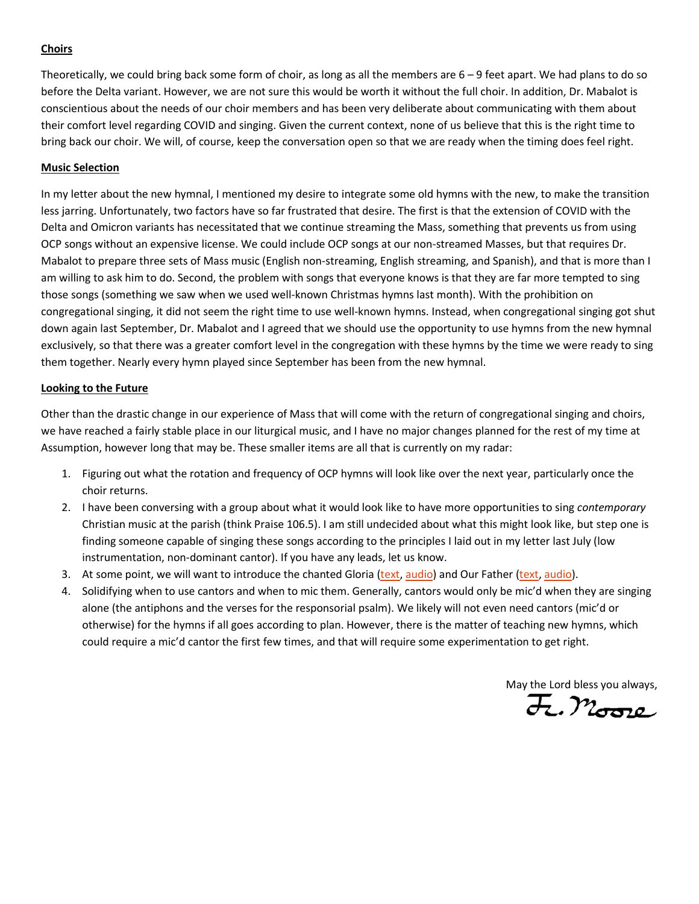**Choirs**

Theoretically, we could bring back some form of choir, as long as all the members are 6 – 9 feet apart. We had plans to do so before the Delta variant. However, we are not sure this would be worth it without the full choir. In addition, Dr. Mabalot is conscientious about the needs of our choir members and has been very deliberate about communicating with them about their comfort level regarding COVID and singing. Given the current context, none of us believe that this is the right time to bring back our choir. We will, of course, keep the conversation open so that we are ready when the timing does feel right.

**Music Selection**

In my letter about the new hymnal, I mentioned my desire to integrate some old hymns with the new, to make the transition less jarring. Unfortunately, two factors have so far frustrated that desire. The first is that the extension of COVID with the Delta and Omicron variants has necessitated that we continue streaming the Mass, something that prevents us from using OCP songs without an expensive license. We could include OCP songs at our non-streamed Masses, but that requires Dr. Mabalot to prepare three sets of Mass music (English non-streaming, English streaming, and Spanish), and that is more than I am willing to ask him to do. Second, the problem with songs that everyone knows is that they are far more tempted to sing those songs (something we saw when we used well-known Christmas hymns last month). With the prohibition on congregational singing, it did not seem the right time to use well-known hymns. Instead, when congregational singing got shut down again last September, Dr. Mabalot and I agreed that we should use the opportunity to use hymns from the new hymnal exclusively, so that there was a greater comfort level in the congregation with these hymns by the time we were ready to sing them together. Nearly every hymn played since September has been from the new hymnal.

**Looking to the Future**

Other than the drastic change in our experience of Mass that will come with the return of congregational singing and choirs, we have reached a fairly stable place in our liturgical music, and I have no major changes planned for the rest of my time at Assumption, however long that may be. These smaller items are all that is currently on my radar:

1. Figuring out what the rotation and frequency of OCP hymns will look like over the next year, particularly once the choir returns.
2. I have been conversing with a group about what it would look like to have more opportunities to sing *contemporary* Christian music at the parish (think Praise 106.5). I am still undecided about what this might look like, but step one is finding someone capable of singing these songs according to the principles I laid out in my letter last July (low instrumentation, non-dominant cantor). If you have any leads, let us know.
3. At some point, we will want to introduce the chanted Gloria (text, audio) and Our Father (text, audio).
4. Solidifying when to use cantors and when to mic them. Generally, cantors would only be mic'd when they are singing alone (the antiphons and the verses for the responsorial psalm). We likely will not even need cantors (mic'd or otherwise) for the hymns if all goes according to plan. However, there is the matter of teaching new hymns, which could require a mic'd cantor the first few times, and that will require some experimentation to get right.

May the Lord bless you always,

Fr. Moore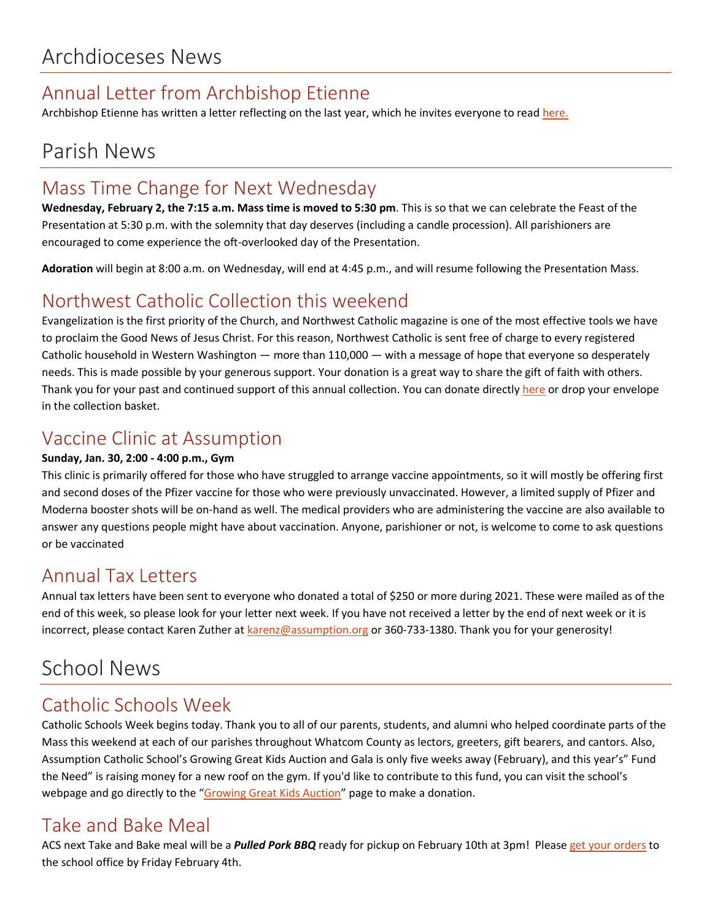# Archdioceses News

## Annual Letter from Archbishop Etienne

Archbishop Etienne has written a letter reflecting on the last year, which he invites everyone to read here.

# Parish News

## Mass Time Change for Next Wednesday

**Wednesday, February 2, the 7:15 a.m. Mass time is moved to 5:30 pm**. This is so that we can celebrate the Feast of the Presentation at 5:30 p.m. with the solemnity that day deserves (including a candle procession). All parishioners are encouraged to come experience the oft-overlooked day of the Presentation.

**Adoration** will begin at 8:00 a.m. on Wednesday, will end at 4:45 p.m., and will resume following the Presentation Mass.

## Northwest Catholic Collection this weekend

Evangelization is the first priority of the Church, and Northwest Catholic magazine is one of the most effective tools we have to proclaim the Good News of Jesus Christ. For this reason, Northwest Catholic is sent free of charge to every registered Catholic household in Western Washington — more than 110,000 — with a message of hope that everyone so desperately needs. This is made possible by your generous support. Your donation is a great way to share the gift of faith with others. Thank you for your past and continued support of this annual collection. You can donate directly here or drop your envelope in the collection basket.

## Vaccine Clinic at Assumption

**Sunday, Jan. 30, 2:00 - 4:00 p.m., Gym**

This clinic is primarily offered for those who have struggled to arrange vaccine appointments, so it will mostly be offering first and second doses of the Pfizer vaccine for those who were previously unvaccinated. However, a limited supply of Pfizer and Moderna booster shots will be on-hand as well. The medical providers who are administering the vaccine are also available to answer any questions people might have about vaccination. Anyone, parishioner or not, is welcome to come to ask questions or be vaccinated

## Annual Tax Letters

Annual tax letters have been sent to everyone who donated a total of $250 or more during 2021. These were mailed as of the end of this week, so please look for your letter next week. If you have not received a letter by the end of next week or it is incorrect, please contact Karen Zuther at karenz@assumption.org or 360-733-1380. Thank you for your generosity!

# School News

## Catholic Schools Week

Catholic Schools Week begins today. Thank you to all of our parents, students, and alumni who helped coordinate parts of the Mass this weekend at each of our parishes throughout Whatcom County as lectors, greeters, gift bearers, and cantors. Also, Assumption Catholic School's Growing Great Kids Auction and Gala is only five weeks away (February), and this year's" Fund the Need" is raising money for a new roof on the gym. If you'd like to contribute to this fund, you can visit the school's webpage and go directly to the "Growing Great Kids Auction" page to make a donation.

## Take and Bake Meal

ACS next Take and Bake meal will be a ***Pulled Pork BBQ*** ready for pickup on February 10th at 3pm! Please get your orders to the school office by Friday February 4th.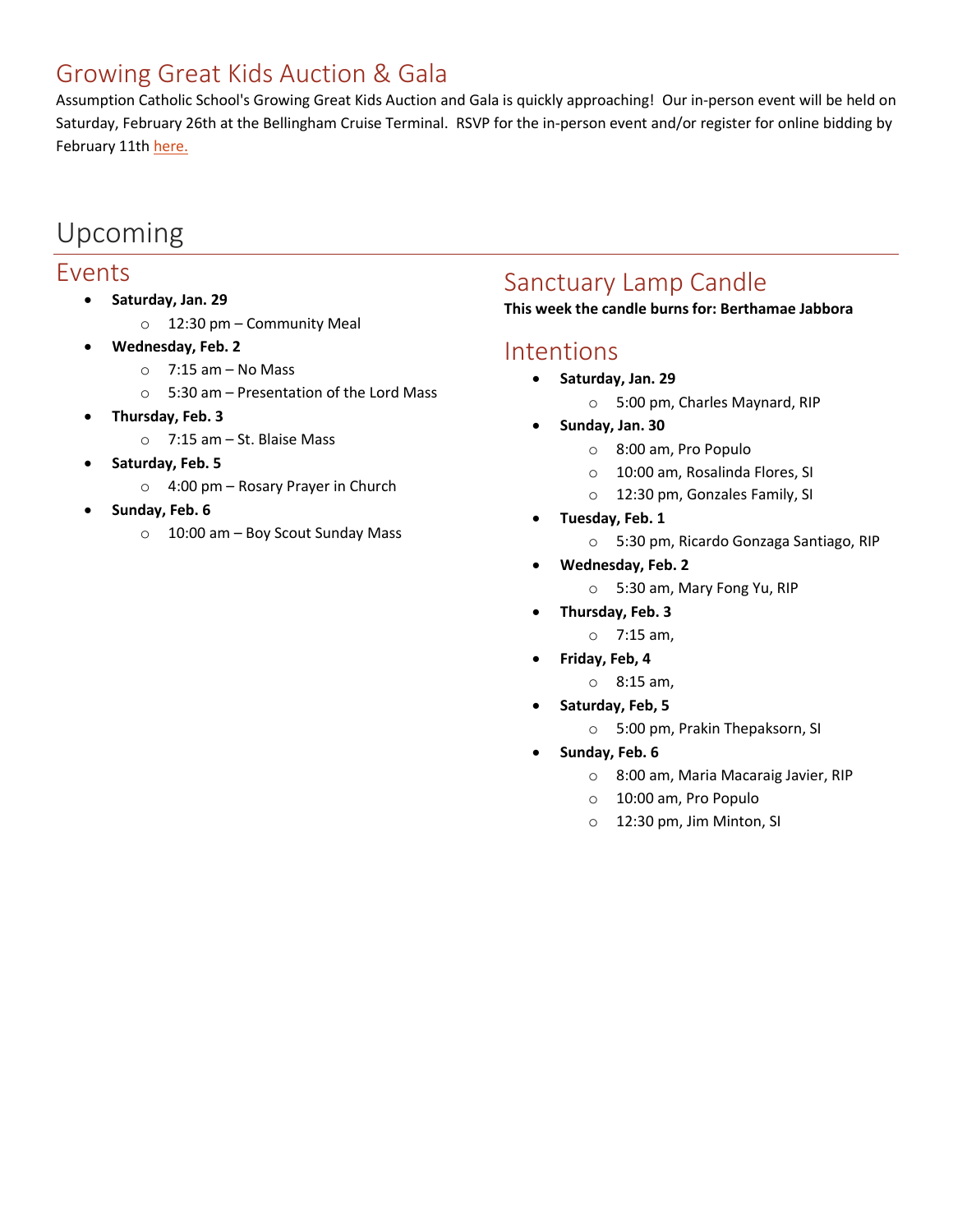## Growing Great Kids Auction & Gala

Assumption Catholic School's Growing Great Kids Auction and Gala is quickly approaching! Our in-person event will be held on Saturday, February 26th at the Bellingham Cruise Terminal. RSVP for the in-person event and/or register for online bidding by February 11th here.

# Upcoming

## Events

- **Saturday, Jan. 29**
  - 12:30 pm – Community Meal
- **Wednesday, Feb. 2**
  - 7:15 am – No Mass
  - 5:30 am – Presentation of the Lord Mass
- **Thursday, Feb. 3**
  - 7:15 am – St. Blaise Mass
- **Saturday, Feb. 5**
  - 4:00 pm – Rosary Prayer in Church
- **Sunday, Feb. 6**
  - 10:00 am – Boy Scout Sunday Mass

## Sanctuary Lamp Candle

**This week the candle burns for: Berthamae Jabbora**

## Intentions

- **Saturday, Jan. 29**
  - 5:00 pm, Charles Maynard, RIP
- **Sunday, Jan. 30**
  - 8:00 am, Pro Populo
  - 10:00 am, Rosalinda Flores, SI
  - 12:30 pm, Gonzales Family, SI
- **Tuesday, Feb. 1**
  - 5:30 pm, Ricardo Gonzaga Santiago, RIP
- **Wednesday, Feb. 2**
  - 5:30 am, Mary Fong Yu, RIP
- **Thursday, Feb. 3**
  - 7:15 am,
- **Friday, Feb, 4**
  - 8:15 am,
- **Saturday, Feb, 5**
  - 5:00 pm, Prakin Thepaksorn, SI
- **Sunday, Feb. 6**
  - 8:00 am, Maria Macaraig Javier, RIP
  - 10:00 am, Pro Populo
  - 12:30 pm, Jim Minton, SI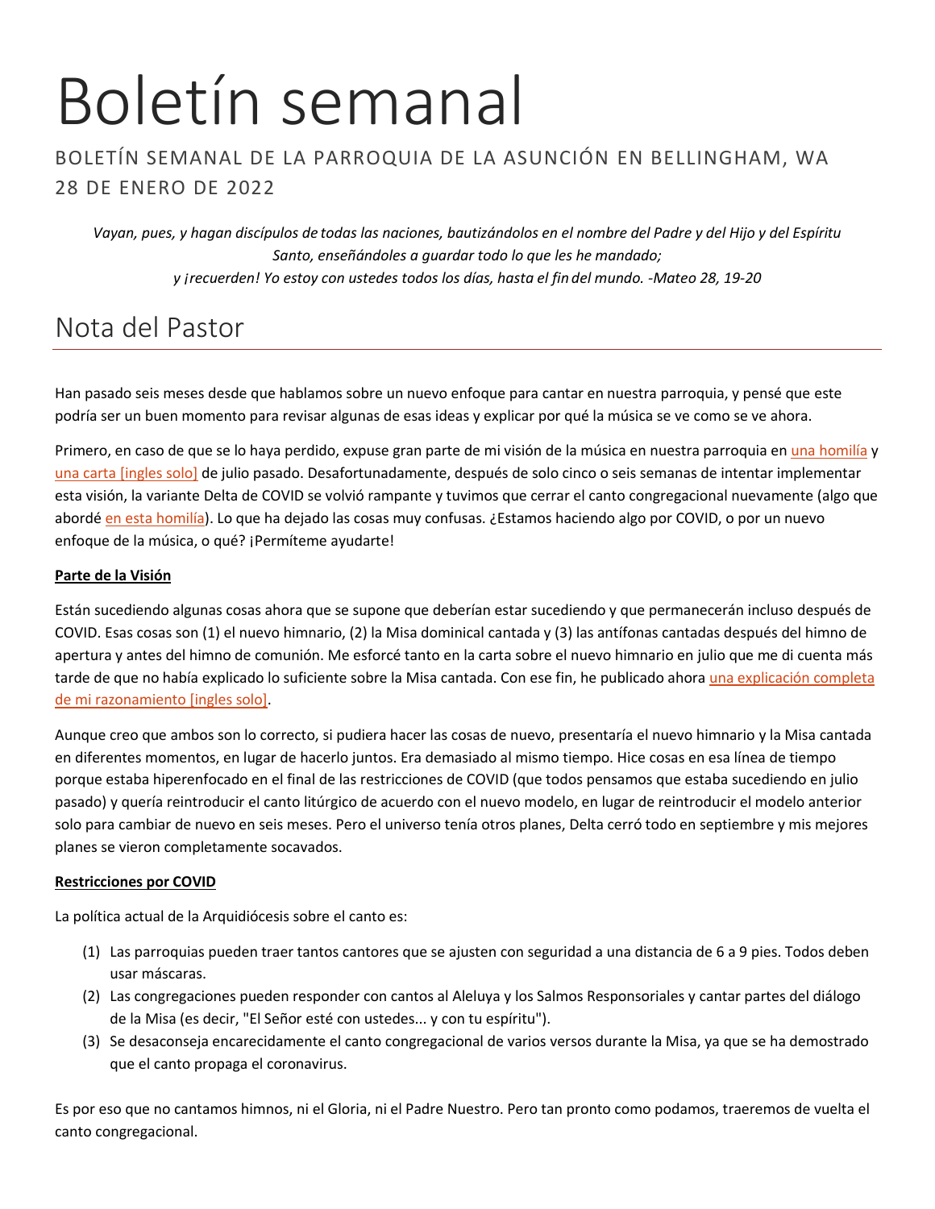# Boletín semanal

BOLETÍN SEMANAL DE LA PARROQUIA DE LA ASUNCIÓN EN BELLINGHAM, WA
28 DE ENERO DE 2022

*Vayan, pues, y hagan discípulos de todas las naciones, bautizándolos en el nombre del Padre y del Hijo y del Espíritu Santo, enseñándoles a guardar todo lo que les he mandado;*
*y ¡recuerden! Yo estoy con ustedes todos los días, hasta el fin del mundo. -Mateo 28, 19-20*

## Nota del Pastor

Han pasado seis meses desde que hablamos sobre un nuevo enfoque para cantar en nuestra parroquia, y pensé que este podría ser un buen momento para revisar algunas de esas ideas y explicar por qué la música se ve como se ve ahora.

Primero, en caso de que se lo haya perdido, expuse gran parte de mi visión de la música en nuestra parroquia en una homilía y una carta [ingles solo] de julio pasado. Desafortunadamente, después de solo cinco o seis semanas de intentar implementar esta visión, la variante Delta de COVID se volvió rampante y tuvimos que cerrar el canto congregacional nuevamente (algo que abordé en esta homilía). Lo que ha dejado las cosas muy confusas. ¿Estamos haciendo algo por COVID, o por un nuevo enfoque de la música, o qué? ¡Permíteme ayudarte!

**Parte de la Visión**

Están sucediendo algunas cosas ahora que se supone que deberían estar sucediendo y que permanecerán incluso después de COVID. Esas cosas son (1) el nuevo himnario, (2) la Misa dominical cantada y (3) las antífonas cantadas después del himno de apertura y antes del himno de comunión. Me esforcé tanto en la carta sobre el nuevo himnario en julio que me di cuenta más tarde de que no había explicado lo suficiente sobre la Misa cantada. Con ese fin, he publicado ahora una explicación completa de mi razonamiento [ingles solo].

Aunque creo que ambos son lo correcto, si pudiera hacer las cosas de nuevo, presentaría el nuevo himnario y la Misa cantada en diferentes momentos, en lugar de hacerlo juntos. Era demasiado al mismo tiempo. Hice cosas en esa línea de tiempo porque estaba hiperenfocado en el final de las restricciones de COVID (que todos pensamos que estaba sucediendo en julio pasado) y quería reintroducir el canto litúrgico de acuerdo con el nuevo modelo, en lugar de reintroducir el modelo anterior solo para cambiar de nuevo en seis meses. Pero el universo tenía otros planes, Delta cerró todo en septiembre y mis mejores planes se vieron completamente socavados.

**Restricciones por COVID**

La política actual de la Arquidiócesis sobre el canto es:

1. Las parroquias pueden traer tantos cantores que se ajusten con seguridad a una distancia de 6 a 9 pies. Todos deben usar máscaras.
2. Las congregaciones pueden responder con cantos al Aleluya y los Salmos Responsoriales y cantar partes del diálogo de la Misa (es decir, "El Señor esté con ustedes... y con tu espíritu").
3. Se desaconseja encarecidamente el canto congregacional de varios versos durante la Misa, ya que se ha demostrado que el canto propaga el coronavirus.

Es por eso que no cantamos himnos, ni el Gloria, ni el Padre Nuestro. Pero tan pronto como podamos, traeremos de vuelta el canto congregacional.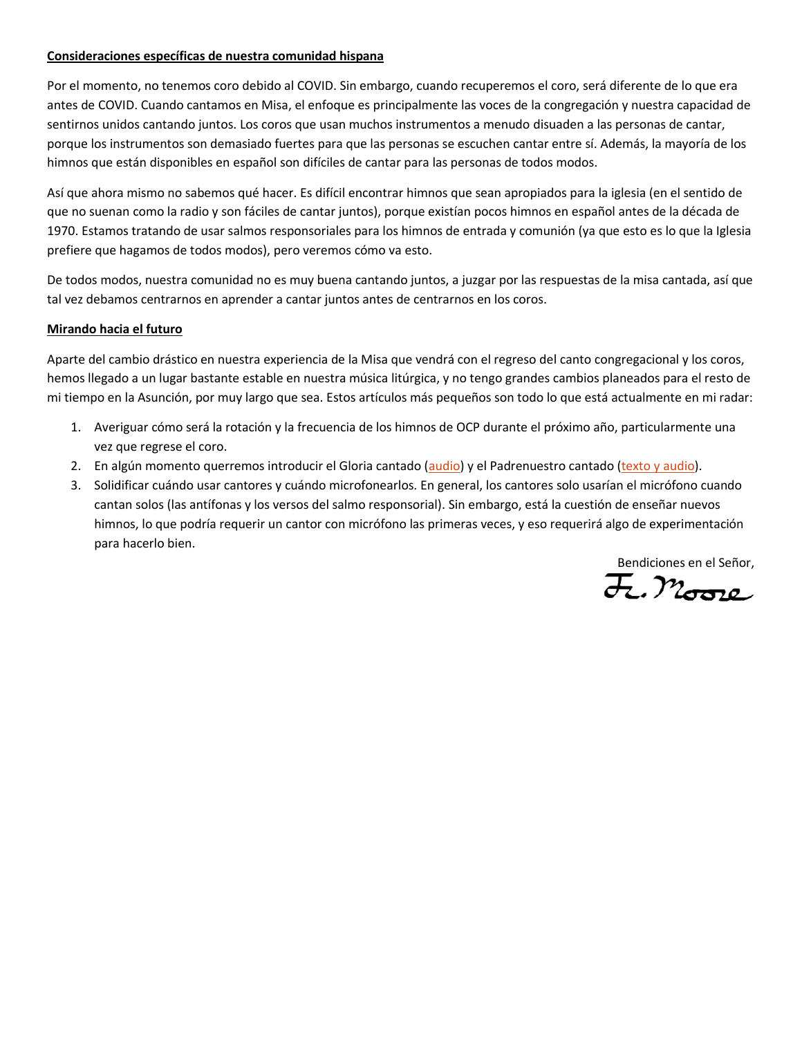**Consideraciones específicas de nuestra comunidad hispana**

Por el momento, no tenemos coro debido al COVID. Sin embargo, cuando recuperemos el coro, será diferente de lo que era antes de COVID. Cuando cantamos en Misa, el enfoque es principalmente las voces de la congregación y nuestra capacidad de sentirnos unidos cantando juntos. Los coros que usan muchos instrumentos a menudo disuaden a las personas de cantar, porque los instrumentos son demasiado fuertes para que las personas se escuchen cantar entre sí. Además, la mayoría de los himnos que están disponibles en español son difíciles de cantar para las personas de todos modos.

Así que ahora mismo no sabemos qué hacer. Es difícil encontrar himnos que sean apropiados para la iglesia (en el sentido de que no suenan como la radio y son fáciles de cantar juntos), porque existían pocos himnos en español antes de la década de 1970. Estamos tratando de usar salmos responsoriales para los himnos de entrada y comunión (ya que esto es lo que la Iglesia prefiere que hagamos de todos modos), pero veremos cómo va esto.

De todos modos, nuestra comunidad no es muy buena cantando juntos, a juzgar por las respuestas de la misa cantada, así que tal vez debamos centrarnos en aprender a cantar juntos antes de centrarnos en los coros.

**Mirando hacia el futuro**

Aparte del cambio drástico en nuestra experiencia de la Misa que vendrá con el regreso del canto congregacional y los coros, hemos llegado a un lugar bastante estable en nuestra música litúrgica, y no tengo grandes cambios planeados para el resto de mi tiempo en la Asunción, por muy largo que sea. Estos artículos más pequeños son todo lo que está actualmente en mi radar:

1. Averiguar cómo será la rotación y la frecuencia de los himnos de OCP durante el próximo año, particularmente una vez que regrese el coro.
2. En algún momento querremos introducir el Gloria cantado (audio) y el Padrenuestro cantado (texto y audio).
3. Solidificar cuándo usar cantores y cuándo microfonearlos. En general, los cantores solo usarían el micrófono cuando cantan solos (las antífonas y los versos del salmo responsorial). Sin embargo, está la cuestión de enseñar nuevos himnos, lo que podría requerir un cantor con micrófono las primeras veces, y eso requerirá algo de experimentación para hacerlo bien.

Bendiciones en el Señor,

Fr. Moore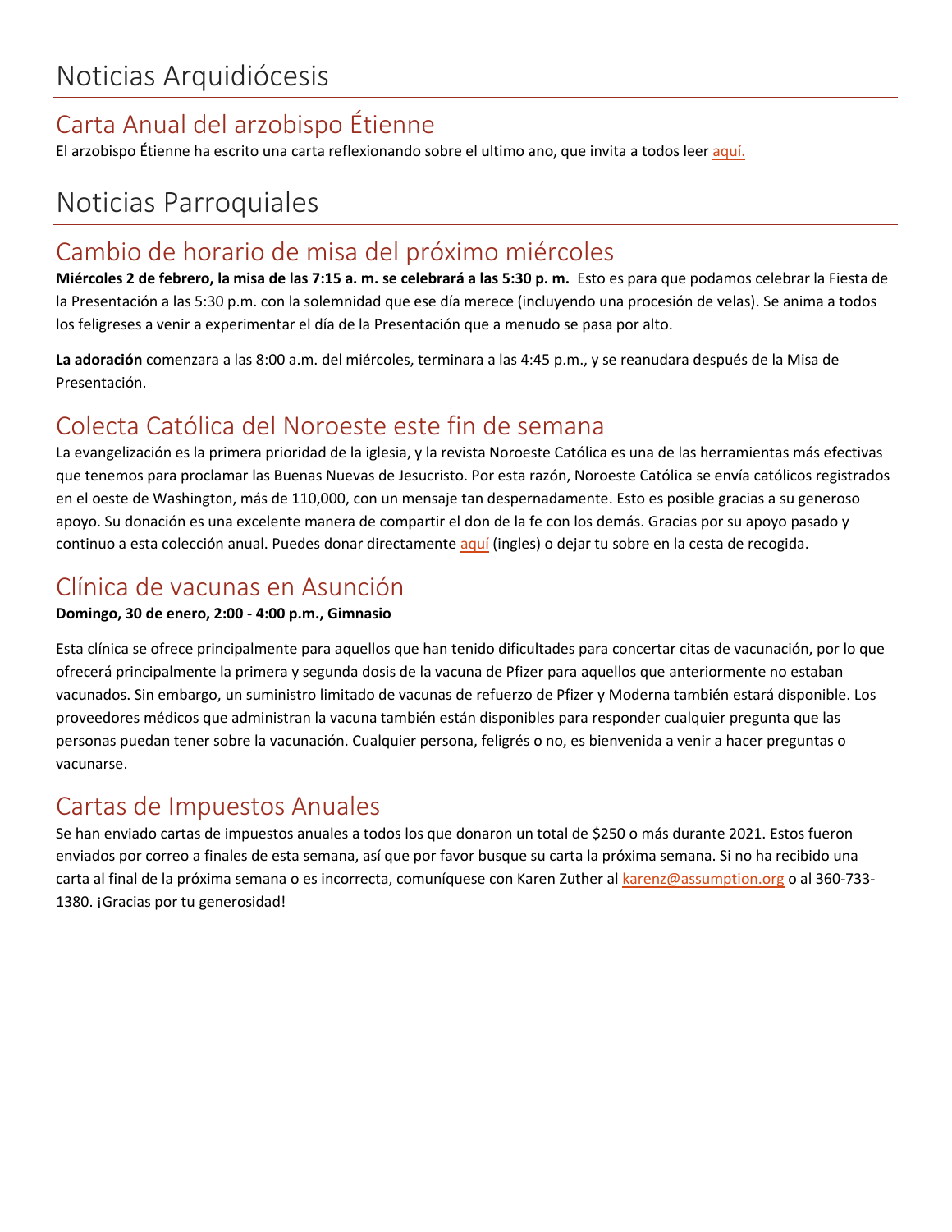# Noticias Arquidiócesis

## Carta Anual del arzobispo Étienne

El arzobispo Étienne ha escrito una carta reflexionando sobre el ultimo ano, que invita a todos leer aquí.

# Noticias Parroquiales

## Cambio de horario de misa del próximo miércoles

**Miércoles 2 de febrero, la misa de las 7:15 a. m. se celebrará a las 5:30 p. m.** Esto es para que podamos celebrar la Fiesta de la Presentación a las 5:30 p.m. con la solemnidad que ese día merece (incluyendo una procesión de velas). Se anima a todos los feligreses a venir a experimentar el día de la Presentación que a menudo se pasa por alto.

**La adoración** comenzara a las 8:00 a.m. del miércoles, terminara a las 4:45 p.m., y se reanudara después de la Misa de Presentación.

## Colecta Católica del Noroeste este fin de semana

La evangelización es la primera prioridad de la iglesia, y la revista Noroeste Católica es una de las herramientas más efectivas que tenemos para proclamar las Buenas Nuevas de Jesucristo. Por esta razón, Noroeste Católica se envía católicos registrados en el oeste de Washington, más de 110,000, con un mensaje tan despernadamente. Esto es posible gracias a su generoso apoyo. Su donación es una excelente manera de compartir el don de la fe con los demás. Gracias por su apoyo pasado y continuo a esta colección anual. Puedes donar directamente aquí (ingles) o dejar tu sobre en la cesta de recogida.

## Clínica de vacunas en Asunción

**Domingo, 30 de enero, 2:00 - 4:00 p.m., Gimnasio**

Esta clínica se ofrece principalmente para aquellos que han tenido dificultades para concertar citas de vacunación, por lo que ofrecerá principalmente la primera y segunda dosis de la vacuna de Pfizer para aquellos que anteriormente no estaban vacunados. Sin embargo, un suministro limitado de vacunas de refuerzo de Pfizer y Moderna también estará disponible. Los proveedores médicos que administran la vacuna también están disponibles para responder cualquier pregunta que las personas puedan tener sobre la vacunación. Cualquier persona, feligrés o no, es bienvenida a venir a hacer preguntas o vacunarse.

## Cartas de Impuestos Anuales

Se han enviado cartas de impuestos anuales a todos los que donaron un total de $250 o más durante 2021. Estos fueron enviados por correo a finales de esta semana, así que por favor busque su carta la próxima semana. Si no ha recibido una carta al final de la próxima semana o es incorrecta, comuníquese con Karen Zuther al karenz@assumption.org o al 360-733-1380. ¡Gracias por tu generosidad!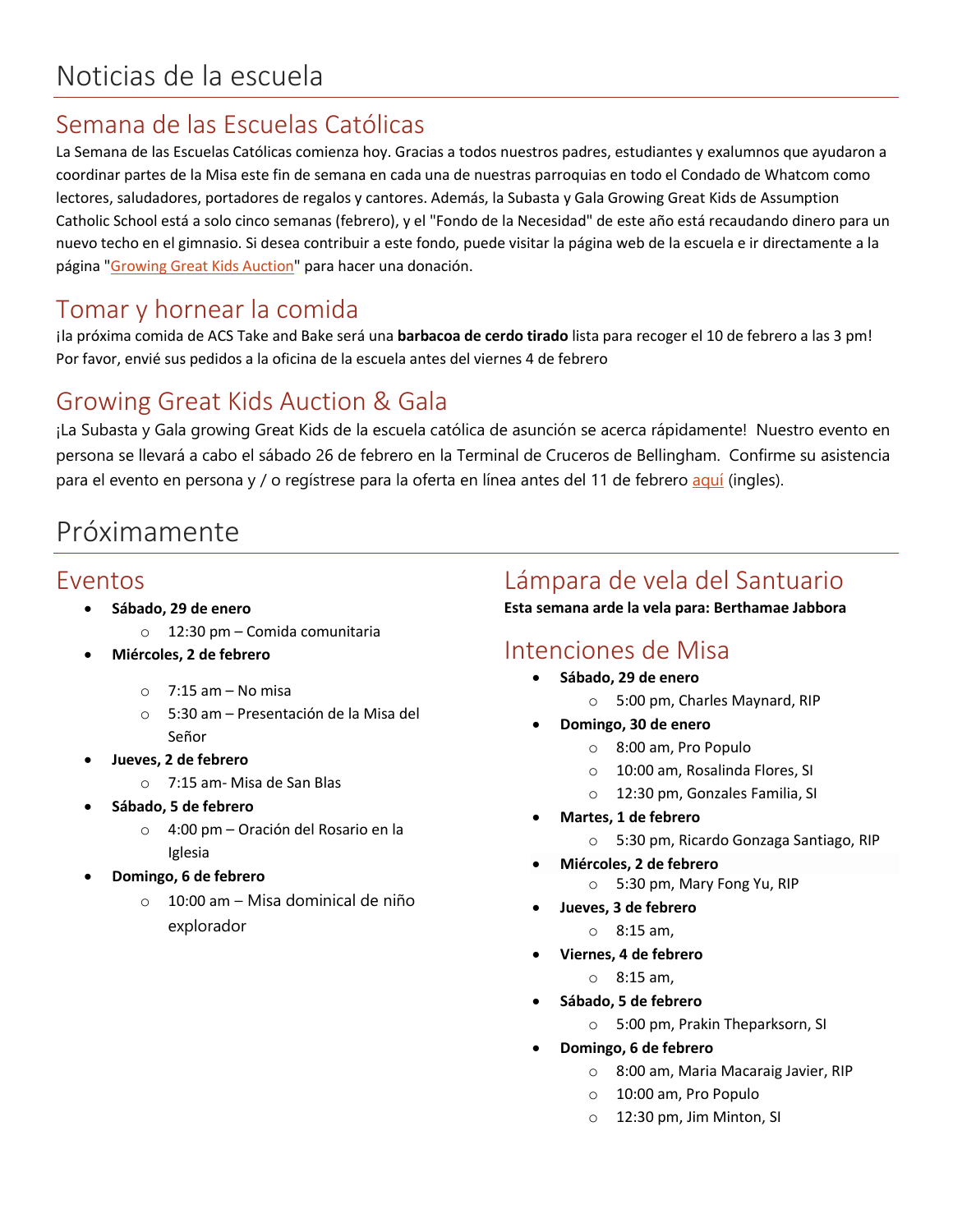# Noticias de la escuela

## Semana de las Escuelas Católicas

La Semana de las Escuelas Católicas comienza hoy. Gracias a todos nuestros padres, estudiantes y exalumnos que ayudaron a coordinar partes de la Misa este fin de semana en cada una de nuestras parroquias en todo el Condado de Whatcom como lectores, saludadores, portadores de regalos y cantores. Además, la Subasta y Gala Growing Great Kids de Assumption Catholic School está a solo cinco semanas (febrero), y el "Fondo de la Necesidad" de este año está recaudando dinero para un nuevo techo en el gimnasio. Si desea contribuir a este fondo, puede visitar la página web de la escuela e ir directamente a la página "Growing Great Kids Auction" para hacer una donación.

## Tomar y hornear la comida

¡la próxima comida de ACS Take and Bake será una **barbacoa de cerdo tirado** lista para recoger el 10 de febrero a las 3 pm! Por favor, envié sus pedidos a la oficina de la escuela antes del viernes 4 de febrero

## Growing Great Kids Auction & Gala

¡La Subasta y Gala growing Great Kids de la escuela católica de asunción se acerca rápidamente! Nuestro evento en persona se llevará a cabo el sábado 26 de febrero en la Terminal de Cruceros de Bellingham. Confirme su asistencia para el evento en persona y / o regístrese para la oferta en línea antes del 11 de febrero aquí (ingles).

# Próximamente

## Eventos

- **Sábado, 29 de enero**
  - 12:30 pm – Comida comunitaria
- **Miércoles, 2 de febrero**
  - 7:15 am – No misa
  - 5:30 am – Presentación de la Misa del Señor
- **Jueves, 2 de febrero**
  - 7:15 am- Misa de San Blas
- **Sábado, 5 de febrero**
  - 4:00 pm – Oración del Rosario en la Iglesia
- **Domingo, 6 de febrero**
  - 10:00 am – Misa dominical de niño explorador

## Lámpara de vela del Santuario

**Esta semana arde la vela para: Berthamae Jabbora**

## Intenciones de Misa

- **Sábado, 29 de enero**
  - 5:00 pm, Charles Maynard, RIP
- **Domingo, 30 de enero**
  - 8:00 am, Pro Populo
  - 10:00 am, Rosalinda Flores, SI
  - 12:30 pm, Gonzales Familia, SI
- **Martes, 1 de febrero**
  - 5:30 pm, Ricardo Gonzaga Santiago, RIP
- **Miércoles, 2 de febrero**
  - 5:30 pm, Mary Fong Yu, RIP
- **Jueves, 3 de febrero**
  - 8:15 am,
- **Viernes, 4 de febrero**
  - 8:15 am,
- **Sábado, 5 de febrero**
  - 5:00 pm, Prakin Theparksorn, SI
- **Domingo, 6 de febrero**
  - 8:00 am, Maria Macaraig Javier, RIP
  - 10:00 am, Pro Populo
  - 12:30 pm, Jim Minton, SI